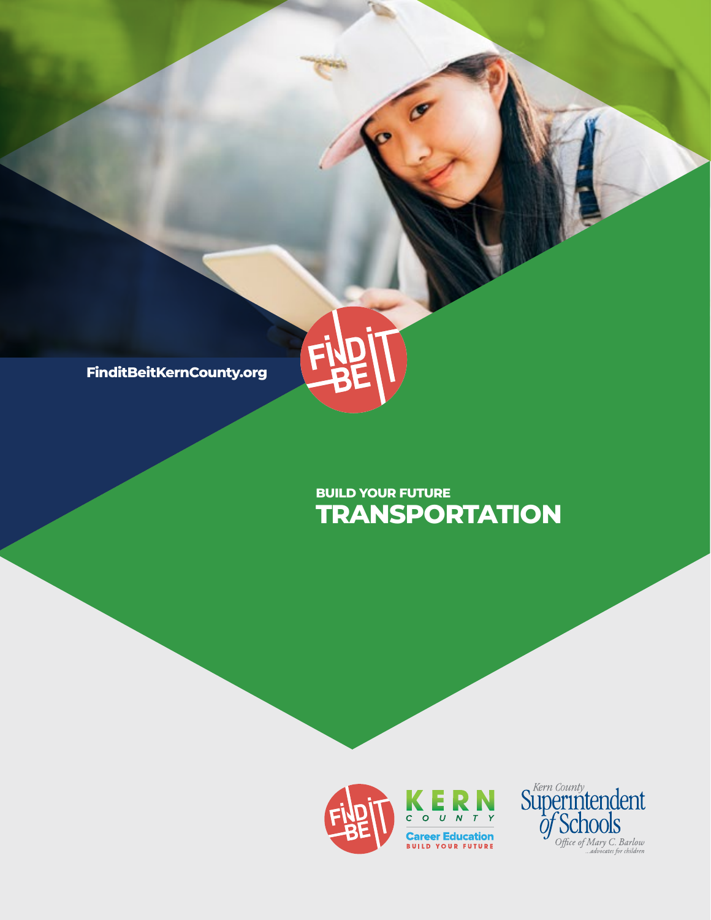FinditBeitKernCounty.org

BUILD YOUR FUTURE

# TRANSPORTATION

KERN COUNTY Career Education BUILD YOUR FUTURE

Kern County Superintendent of Schools

*Office of Mary C. Barlow ...advocates for children*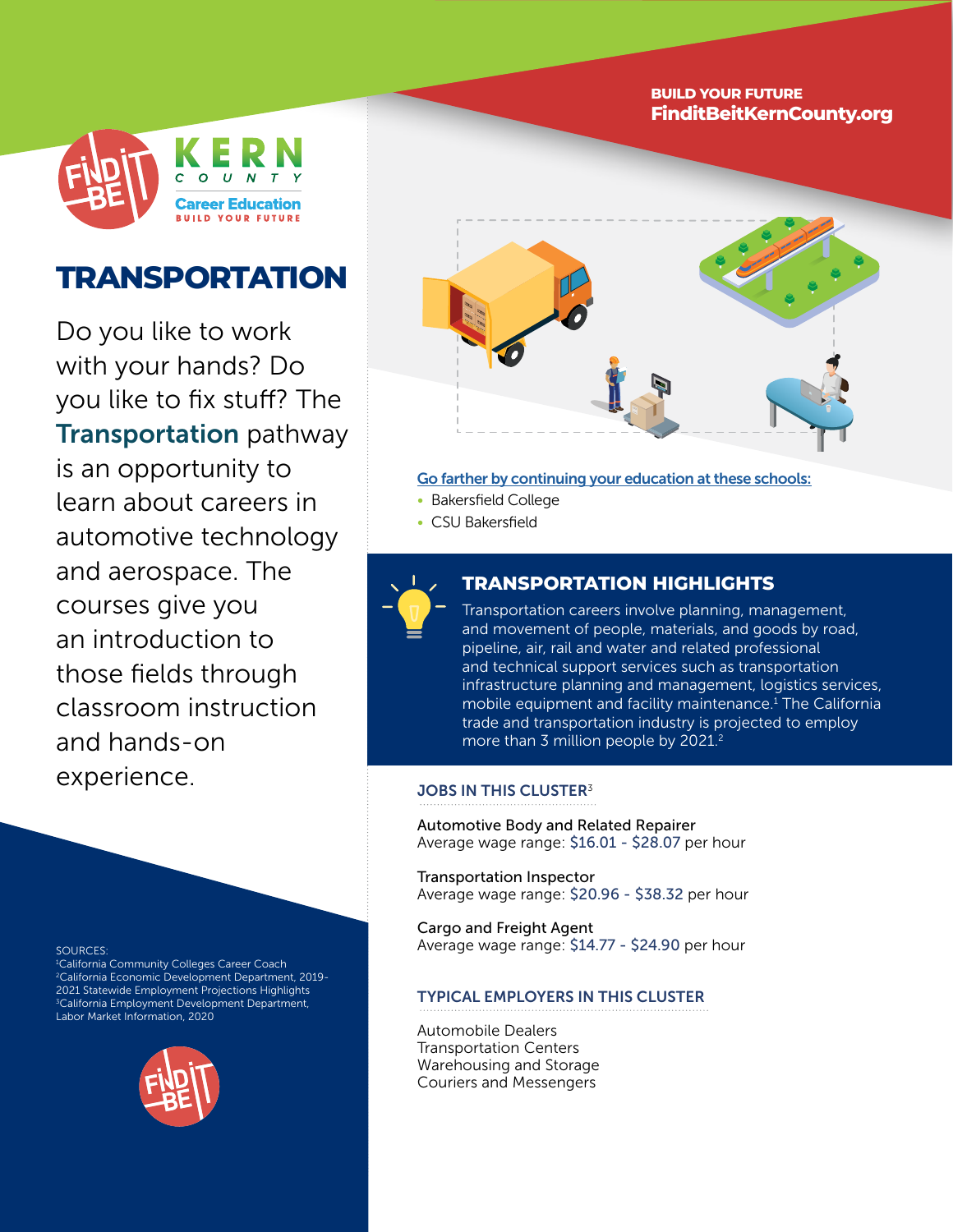BUILD YOUR FUTURE
**FinditBeitKernCounty.org**

KERN COUNTY
Career Education
BUILD YOUR FUTURE

# TRANSPORTATION

Do you like to work with your hands? Do you like to fix stuff? The **Transportation** pathway is an opportunity to learn about careers in automotive technology and aerospace. The courses give you an introduction to those fields through classroom instruction and hands-on experience.

Go farther by continuing your education at these schools:

- Bakersfield College
- CSU Bakersfield

## TRANSPORTATION HIGHLIGHTS

Transportation careers involve planning, management, and movement of people, materials, and goods by road, pipeline, air, rail and water and related professional and technical support services such as transportation infrastructure planning and management, logistics services, mobile equipment and facility maintenance.[1] The California trade and transportation industry is projected to employ more than 3 million people by 2021.[2]

### JOBS IN THIS CLUSTER[3]

Automotive Body and Related Repairer
Average wage range: $16.01 - $28.07 per hour

Transportation Inspector
Average wage range: $20.96 - $38.32 per hour

Cargo and Freight Agent
Average wage range: $14.77 - $24.90 per hour

### TYPICAL EMPLOYERS IN THIS CLUSTER

Automobile Dealers
Transportation Centers
Warehousing and Storage
Couriers and Messengers

SOURCES:
[1]California Community Colleges Career Coach
[2]California Economic Development Department, 2019-2021 Statewide Employment Projections Highlights
[3]California Employment Development Department, Labor Market Information, 2020